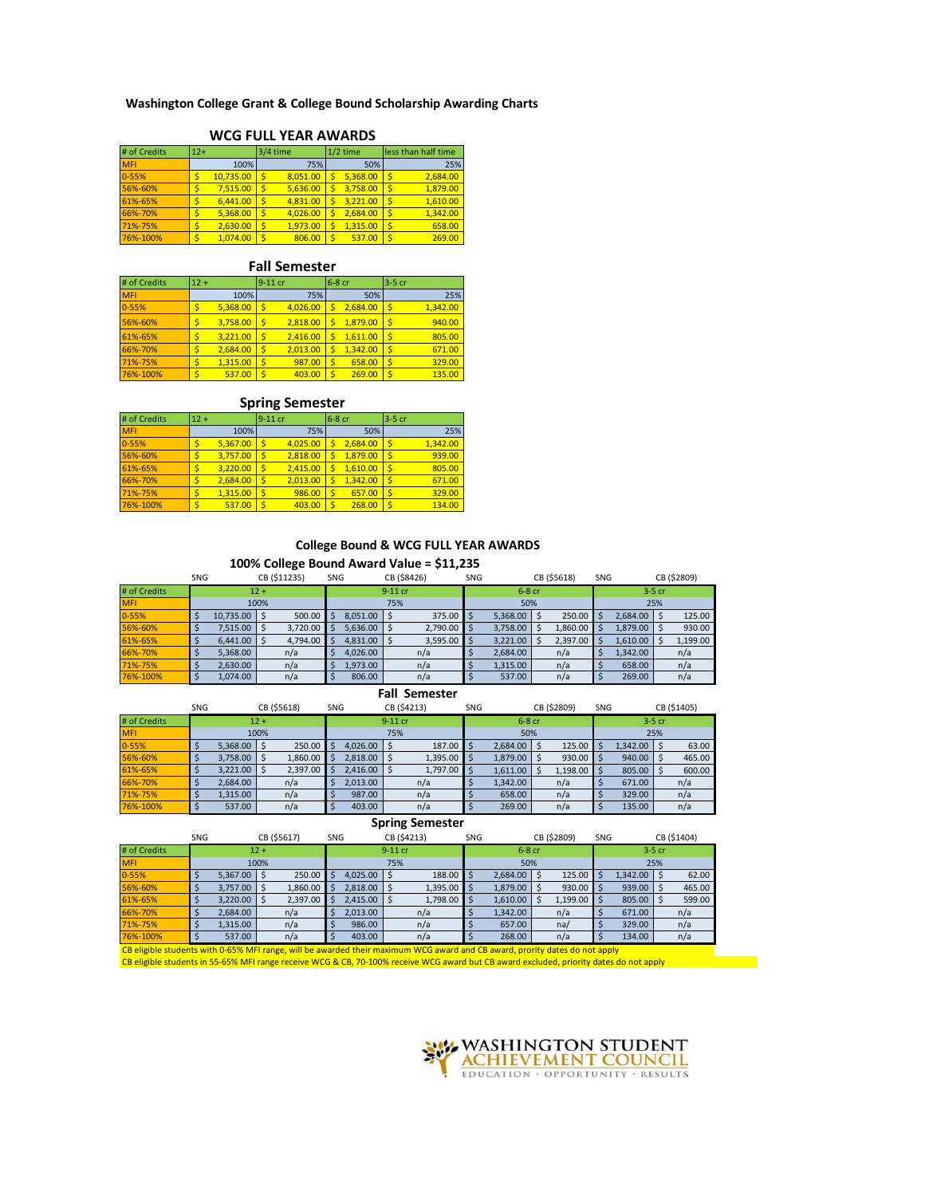# Washington College Grant & College Bound Scholarship Awarding Charts

## WCG FULL YEAR AWARDS

| # of Credits | 12+ | 3/4 time | 1/2 time | less than half time |
|---|---|---|---|---|
| MFI | 100% | 75% | 50% | 25% |
| 0-55% | $ 10,735.00 | $ 8,051.00 | $ 5,368.00 | $ 2,684.00 |
| 56%-60% | $ 7,515.00 | $ 5,636.00 | $ 3,758.00 | $ 1,879.00 |
| 61%-65% | $ 6,441.00 | $ 4,831.00 | $ 3,221.00 | $ 1,610.00 |
| 66%-70% | $ 5,368.00 | $ 4,026.00 | $ 2,684.00 | $ 1,342.00 |
| 71%-75% | $ 2,630.00 | $ 1,973.00 | $ 1,315.00 | $ 658.00 |
| 76%-100% | $ 1,074.00 | $ 806.00 | $ 537.00 | $ 269.00 |

## Fall Semester

| # of Credits | 12 + | 9-11 cr | 6-8 cr | 3-5 cr |
|---|---|---|---|---|
| MFI | 100% | 75% | 50% | 25% |
| 0-55% | $ 5,368.00 | $ 4,026.00 | $ 2,684.00 | $ 1,342.00 |
| 56%-60% | $ 3,758.00 | $ 2,818.00 | $ 1,879.00 | $ 940.00 |
| 61%-65% | $ 3,221.00 | $ 2,416.00 | $ 1,611.00 | $ 805.00 |
| 66%-70% | $ 2,684.00 | $ 2,013.00 | $ 1,342.00 | $ 671.00 |
| 71%-75% | $ 1,315.00 | $ 987.00 | $ 658.00 | $ 329.00 |
| 76%-100% | $ 537.00 | $ 403.00 | $ 269.00 | $ 135.00 |

## Spring Semester

| # of Credits | 12 + | 9-11 cr | 6-8 cr | 3-5 cr |
|---|---|---|---|---|
| MFI | 100% | 75% | 50% | 25% |
| 0-55% | $ 5,367.00 | $ 4,025.00 | $ 2,684.00 | $ 1,342.00 |
| 56%-60% | $ 3,757.00 | $ 2,818.00 | $ 1,879.00 | $ 939.00 |
| 61%-65% | $ 3,220.00 | $ 2,415.00 | $ 1,610.00 | $ 805.00 |
| 66%-70% | $ 2,684.00 | $ 2,013.00 | $ 1,342.00 | $ 671.00 |
| 71%-75% | $ 1,315.00 | $ 986.00 | $ 657.00 | $ 329.00 |
| 76%-100% | $ 537.00 | $ 403.00 | $ 268.00 | $ 134.00 |

## College Bound & WCG FULL YEAR AWARDS

### 100% College Bound Award Value = $11,235

| | SNG | CB ($11235) | SNG | CB ($8426) | SNG | CB ($5618) | SNG | CB ($2809) |
|---|---|---|---|---|---|---|---|---|
| # of Credits | 12 + | | 9-11 cr | | 6-8 cr | | 3-5 cr | |
| MFI | 100% | | 75% | | 50% | | 25% | |
| 0-55% | $ 10,735.00 | $ 500.00 | $ 8,051.00 | $ 375.00 | $ 5,368.00 | $ 250.00 | $ 2,684.00 | $ 125.00 |
| 56%-60% | $ 7,515.00 | $ 3,720.00 | $ 5,636.00 | $ 2,790.00 | $ 3,758.00 | $ 1,860.00 | $ 1,879.00 | $ 930.00 |
| 61%-65% | $ 6,441.00 | $ 4,794.00 | $ 4,831.00 | $ 3,595.00 | $ 3,221.00 | $ 2,397.00 | $ 1,610.00 | $ 1,199.00 |
| 66%-70% | $ 5,368.00 | n/a | $ 4,026.00 | n/a | $ 2,684.00 | n/a | $ 1,342.00 | n/a |
| 71%-75% | $ 2,630.00 | n/a | $ 1,973.00 | n/a | $ 1,315.00 | n/a | $ 658.00 | n/a |
| 76%-100% | $ 1,074.00 | n/a | $ 806.00 | n/a | $ 537.00 | n/a | $ 269.00 | n/a |

### Fall Semester

| | SNG | CB ($5618) | SNG | CB ($4213) | SNG | CB ($2809) | SNG | CB ($1405) |
|---|---|---|---|---|---|---|---|---|
| # of Credits | 12 + | | 9-11 cr | | 6-8 cr | | 3-5 cr | |
| MFI | 100% | | 75% | | 50% | | 25% | |
| 0-55% | $ 5,368.00 | $ 250.00 | $ 4,026.00 | $ 187.00 | $ 2,684.00 | $ 125.00 | $ 1,342.00 | $ 63.00 |
| 56%-60% | $ 3,758.00 | $ 1,860.00 | $ 2,818.00 | $ 1,395.00 | $ 1,879.00 | $ 930.00 | $ 940.00 | $ 465.00 |
| 61%-65% | $ 3,221.00 | $ 2,397.00 | $ 2,416.00 | $ 1,797.00 | $ 1,611.00 | $ 1,198.00 | $ 805.00 | $ 600.00 |
| 66%-70% | $ 2,684.00 | n/a | $ 2,013.00 | n/a | $ 1,342.00 | n/a | $ 671.00 | n/a |
| 71%-75% | $ 1,315.00 | n/a | $ 987.00 | n/a | $ 658.00 | n/a | $ 329.00 | n/a |
| 76%-100% | $ 537.00 | n/a | $ 403.00 | n/a | $ 269.00 | n/a | $ 135.00 | n/a |

### Spring Semester

| | SNG | CB ($5617) | SNG | CB ($4213) | SNG | CB ($2809) | SNG | CB ($1404) |
|---|---|---|---|---|---|---|---|---|
| # of Credits | 12 + | | 9-11 cr | | 6-8 cr | | 3-5 cr | |
| MFI | 100% | | 75% | | 50% | | 25% | |
| 0-55% | $ 5,367.00 | $ 250.00 | $ 4,025.00 | $ 188.00 | $ 2,684.00 | $ 125.00 | $ 1,342.00 | $ 62.00 |
| 56%-60% | $ 3,757.00 | $ 1,860.00 | $ 2,818.00 | $ 1,395.00 | $ 1,879.00 | $ 930.00 | $ 939.00 | $ 465.00 |
| 61%-65% | $ 3,220.00 | $ 2,397.00 | $ 2,415.00 | $ 1,798.00 | $ 1,610.00 | $ 1,199.00 | $ 805.00 | $ 599.00 |
| 66%-70% | $ 2,684.00 | n/a | $ 2,013.00 | n/a | $ 1,342.00 | n/a | $ 671.00 | n/a |
| 71%-75% | $ 1,315.00 | n/a | $ 986.00 | n/a | $ 657.00 | na/ | $ 329.00 | n/a |
| 76%-100% | $ 537.00 | n/a | $ 403.00 | n/a | $ 268.00 | n/a | $ 134.00 | n/a |

CB eligible students with 0-65% MFI range, will be awarded their maximum WCG award and CB award, prority dates do not apply

CB eligible students in 55-65% MFI range receive WCG & CB, 70-100% receive WCG award but CB award excluded, priority dates do not apply

WASHINGTON STUDENT ACHIEVEMENT COUNCIL
EDUCATION · OPPORTUNITY · RESULTS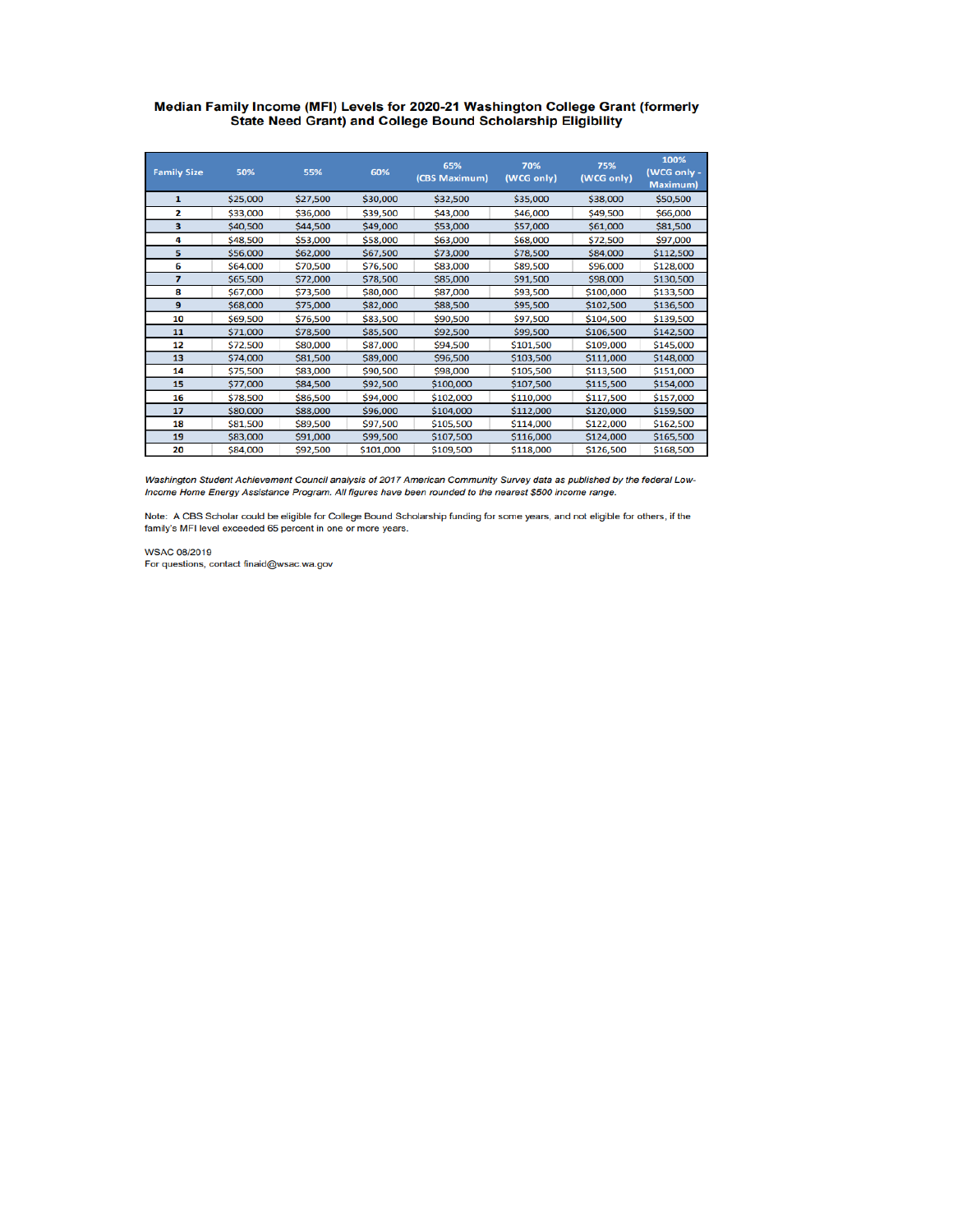## Median Family Income (MFI) Levels for 2020-21 Washington College Grant (formerly State Need Grant) and College Bound Scholarship Eligibility

| Family Size | 50% | 55% | 60% | 65% (CBS Maximum) | 70% (WCG only) | 75% (WCG only) | 100% (WCG only - Maximum) |
|---|---|---|---|---|---|---|---|
| 1 | $25,000 | $27,500 | $30,000 | $32,500 | $35,000 | $38,000 | $50,500 |
| 2 | $33,000 | $36,000 | $39,500 | $43,000 | $46,000 | $49,500 | $66,000 |
| 3 | $40,500 | $44,500 | $49,000 | $53,000 | $57,000 | $61,000 | $81,500 |
| 4 | $48,500 | $53,000 | $58,000 | $63,000 | $68,000 | $72,500 | $97,000 |
| 5 | $56,000 | $62,000 | $67,500 | $73,000 | $78,500 | $84,000 | $112,500 |
| 6 | $64,000 | $70,500 | $76,500 | $83,000 | $89,500 | $96,000 | $128,000 |
| 7 | $65,500 | $72,000 | $78,500 | $85,000 | $91,500 | $98,000 | $130,500 |
| 8 | $67,000 | $73,500 | $80,000 | $87,000 | $93,500 | $100,000 | $133,500 |
| 9 | $68,000 | $75,000 | $82,000 | $88,500 | $95,500 | $102,500 | $136,500 |
| 10 | $69,500 | $76,500 | $83,500 | $90,500 | $97,500 | $104,500 | $139,500 |
| 11 | $71,000 | $78,500 | $85,500 | $92,500 | $99,500 | $106,500 | $142,500 |
| 12 | $72,500 | $80,000 | $87,000 | $94,500 | $101,500 | $109,000 | $145,000 |
| 13 | $74,000 | $81,500 | $89,000 | $96,500 | $103,500 | $111,000 | $148,000 |
| 14 | $75,500 | $83,000 | $90,500 | $98,000 | $105,500 | $113,500 | $151,000 |
| 15 | $77,000 | $84,500 | $92,500 | $100,000 | $107,500 | $115,500 | $154,000 |
| 16 | $78,500 | $86,500 | $94,000 | $102,000 | $110,000 | $117,500 | $157,000 |
| 17 | $80,000 | $88,000 | $96,000 | $104,000 | $112,000 | $120,000 | $159,500 |
| 18 | $81,500 | $89,500 | $97,500 | $105,500 | $114,000 | $122,000 | $162,500 |
| 19 | $83,000 | $91,000 | $99,500 | $107,500 | $116,000 | $124,000 | $165,500 |
| 20 | $84,000 | $92,500 | $101,000 | $109,500 | $118,000 | $126,500 | $168,500 |

*Washington Student Achievement Council analysis of 2017 American Community Survey data as published by the federal Low-Income Home Energy Assistance Program. All figures have been rounded to the nearest $500 income range.*

Note: A CBS Scholar could be eligible for College Bound Scholarship funding for some years, and not eligible for others, if the family's MFI level exceeded 65 percent in one or more years.

WSAC 08/2019
For questions, contact finaid@wsac.wa.gov